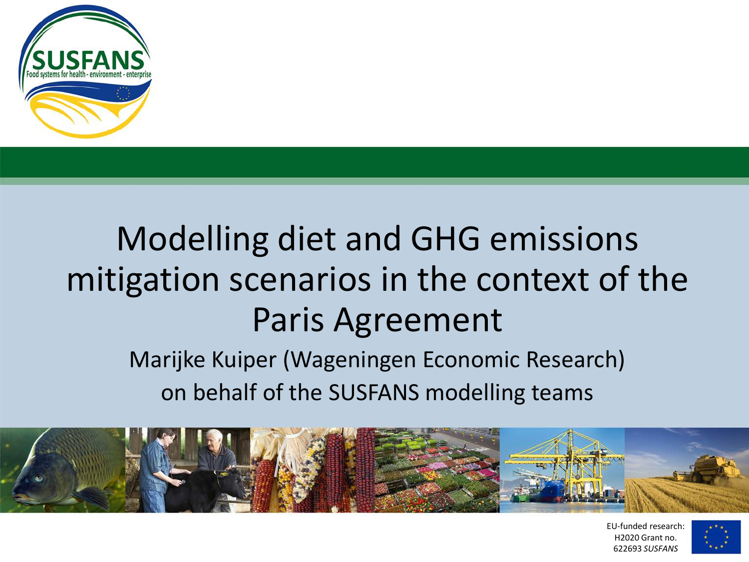SUSFANS

Food systems for health - environment - enterprise

# Modelling diet and GHG emissions mitigation scenarios in the context of the Paris Agreement

Marijke Kuiper (Wageningen Economic Research)

on behalf of the SUSFANS modelling teams

EU-funded research: H2020 Grant no. 622693 *SUSFANS*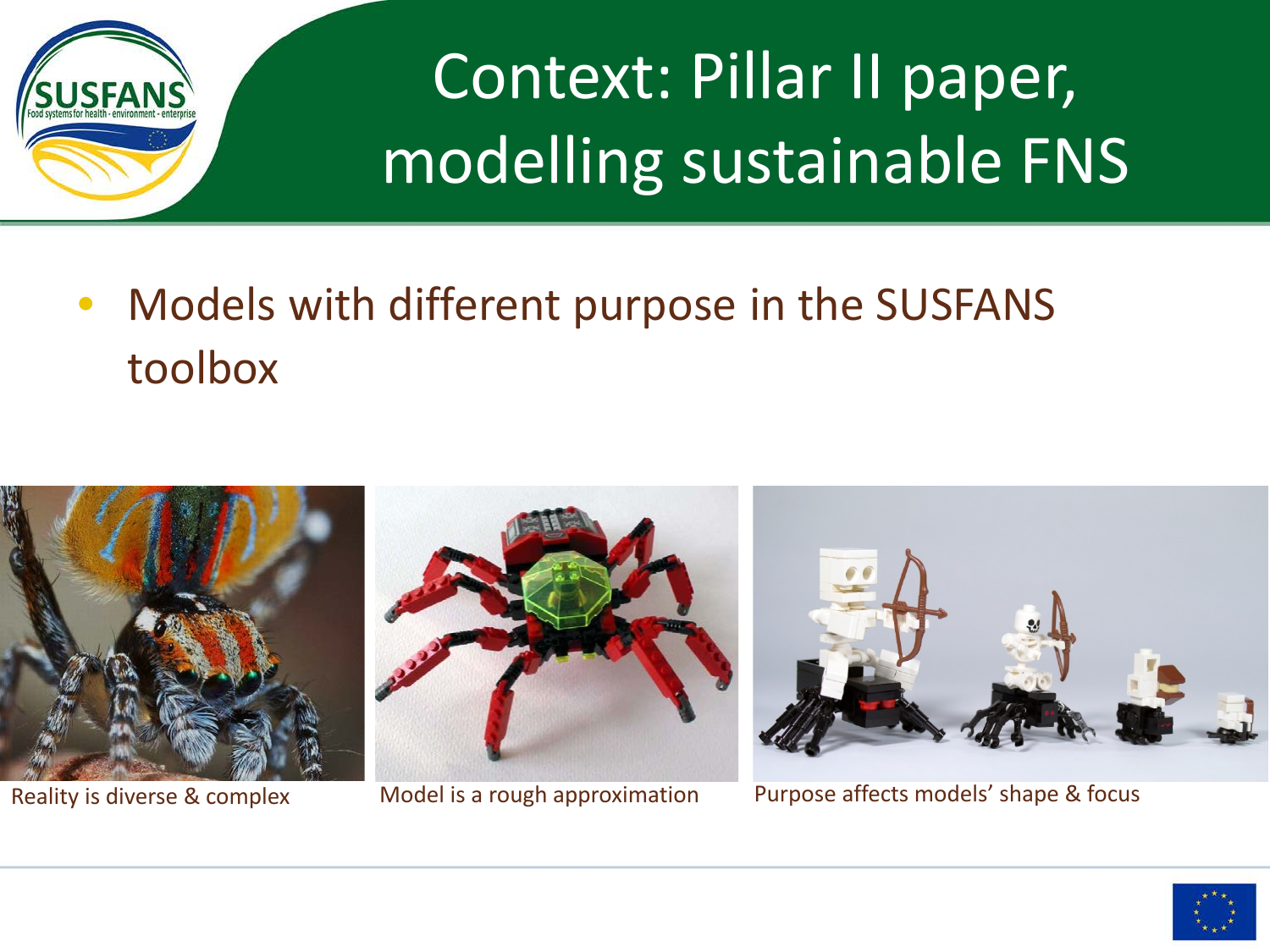# Context: Pillar II paper, modelling sustainable FNS

- Models with different purpose in the SUSFANS toolbox

Reality is diverse & complex

Model is a rough approximation

Purpose affects models' shape & focus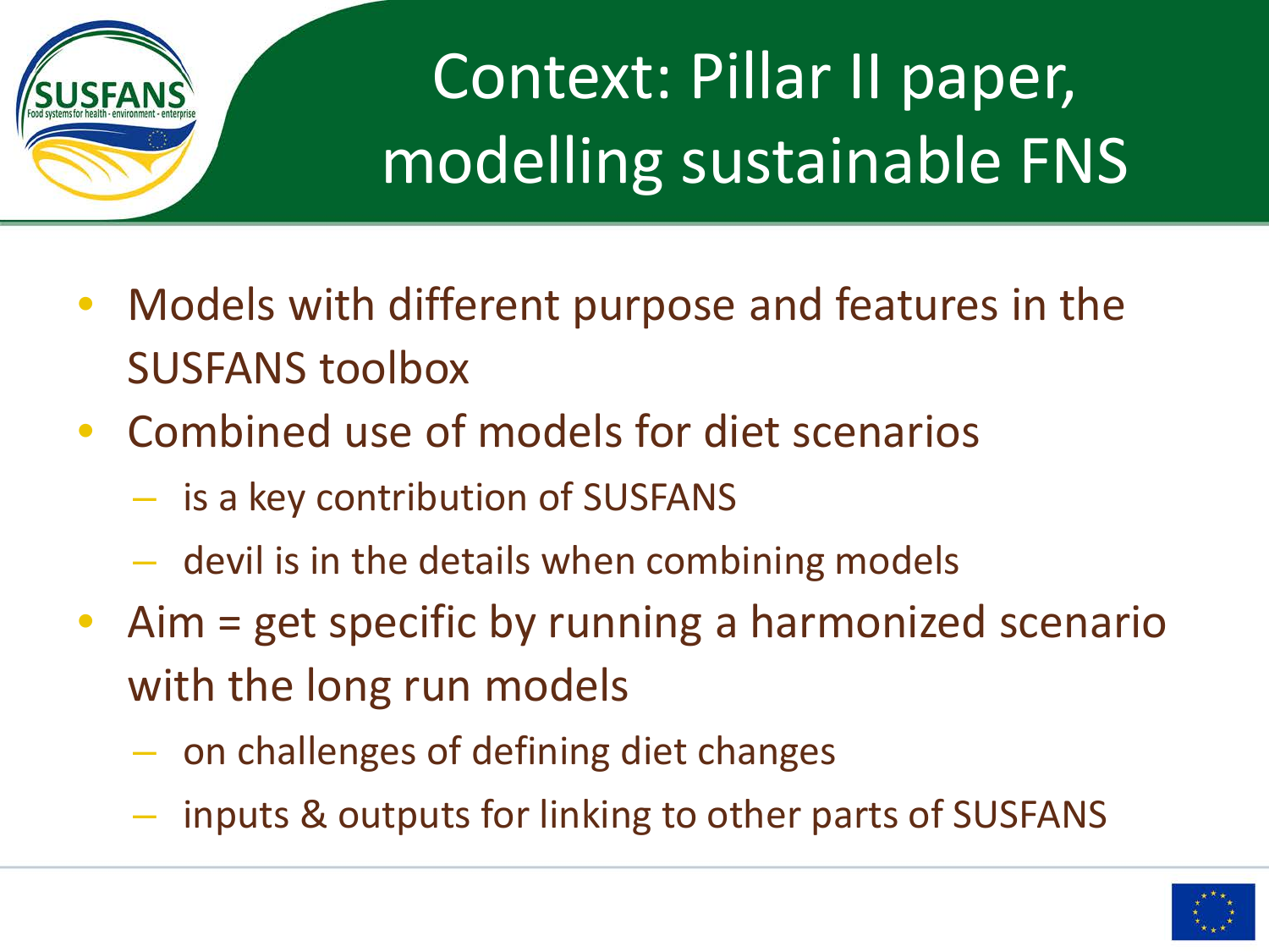# Context: Pillar II paper, modelling sustainable FNS

- Models with different purpose and features in the SUSFANS toolbox
- Combined use of models for diet scenarios
  - is a key contribution of SUSFANS
  - devil is in the details when combining models
- Aim = get specific by running a harmonized scenario with the long run models
  - on challenges of defining diet changes
  - inputs & outputs for linking to other parts of SUSFANS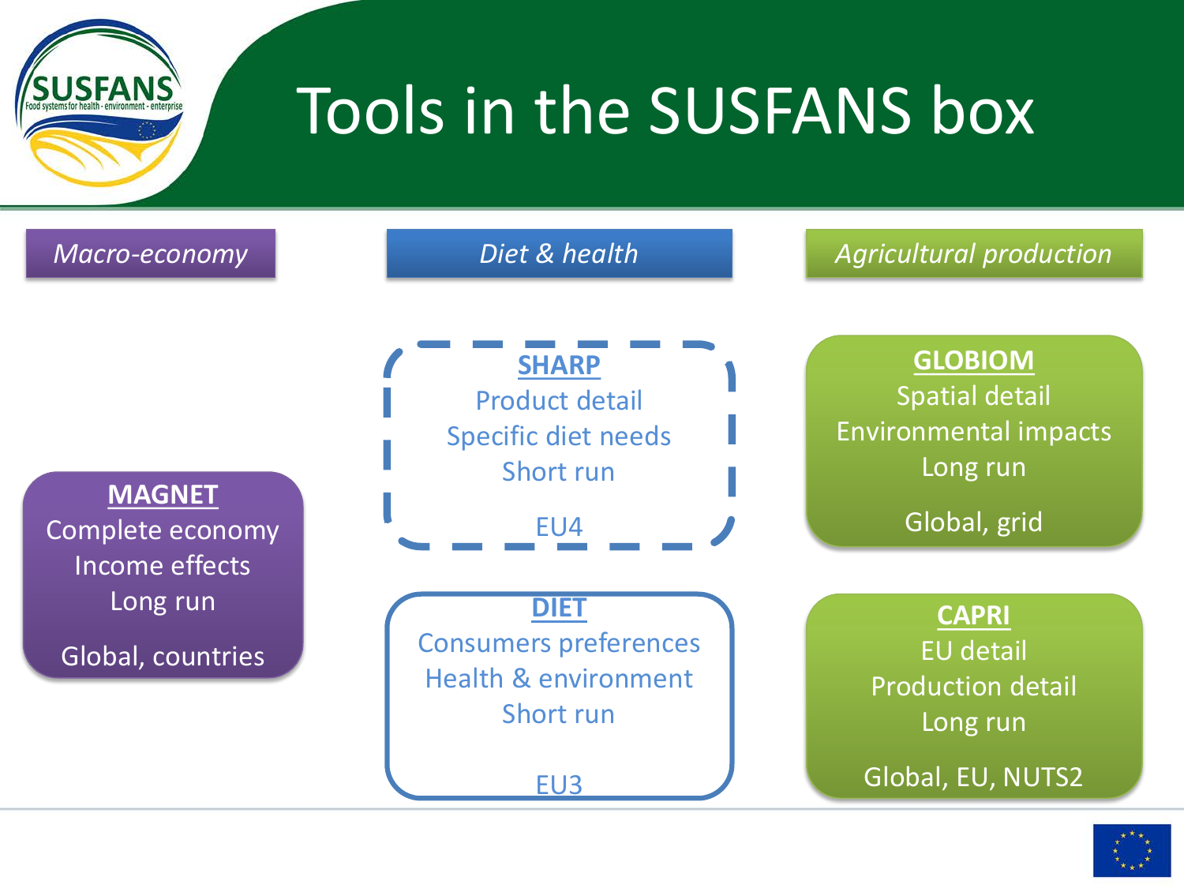# Tools in the SUSFANS box

| *Macro-economy* | *Diet & health* | *Agricultural production* |
| --- | --- | --- |
| | **SHARP**<br>Product detail<br>Specific diet needs<br>Short run<br><br>EU4 | **GLOBIOM**<br>Spatial detail<br>Environmental impacts<br>Long run<br><br>Global, grid |
| **MAGNET**<br>Complete economy<br>Income effects<br>Long run<br><br>Global, countries | **DIET**<br>Consumers preferences<br>Health & environment<br>Short run<br><br>EU3 | **CAPRI**<br>EU detail<br>Production detail<br>Long run<br><br>Global, EU, NUTS2 |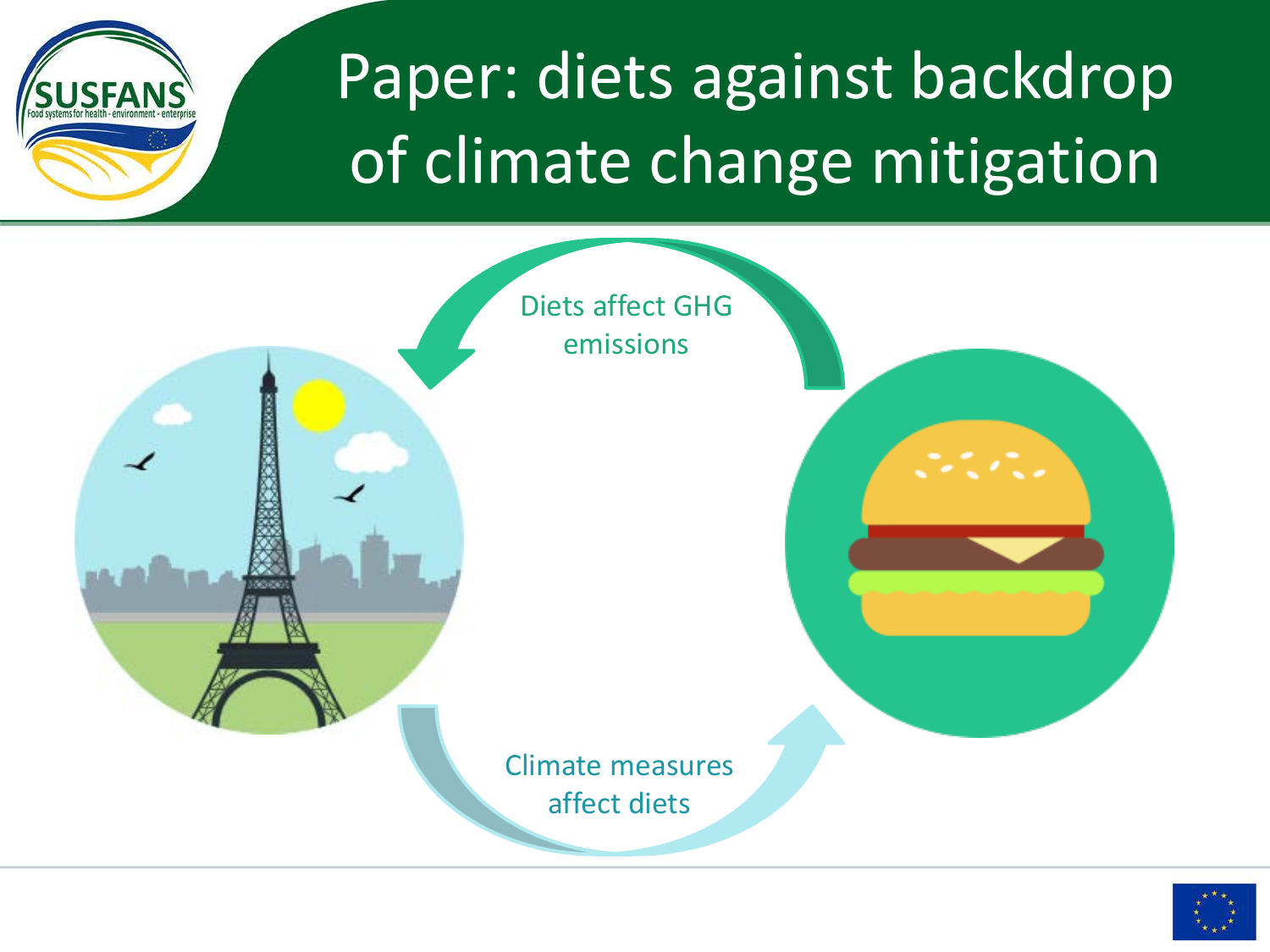# Paper: diets against backdrop of climate change mitigation

Diets affect GHG emissions

Climate measures affect diets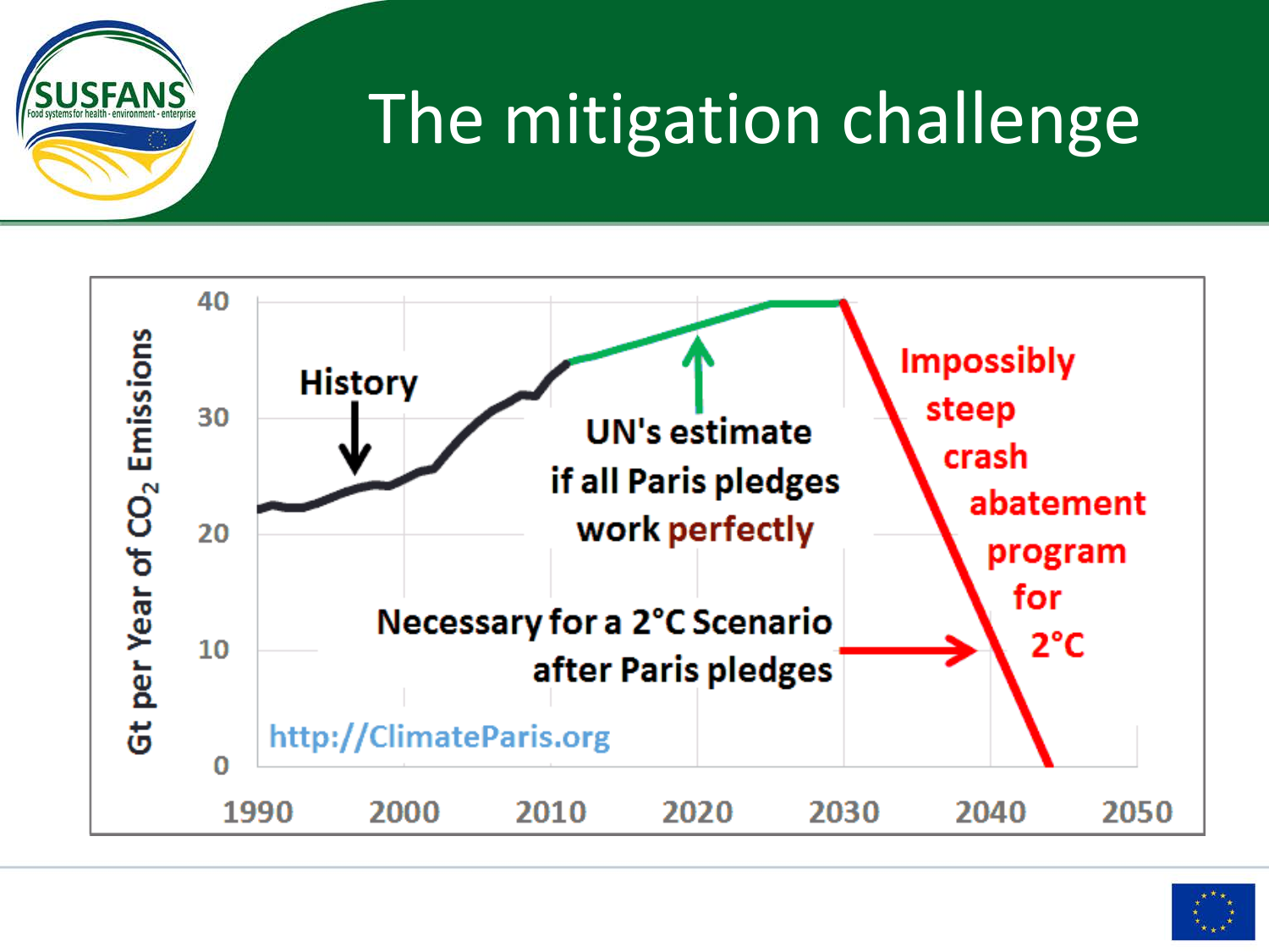# The mitigation challenge

Gt per Year of $CO_2$ Emissions

History

UN's estimate if all Paris pledges work perfectly

Necessary for a 2°C Scenario after Paris pledges

Impossibly steep crash abatement program for 2°C

http://ClimateParis.org

0, 10, 20, 30, 40

1990, 2000, 2010, 2020, 2030, 2040, 2050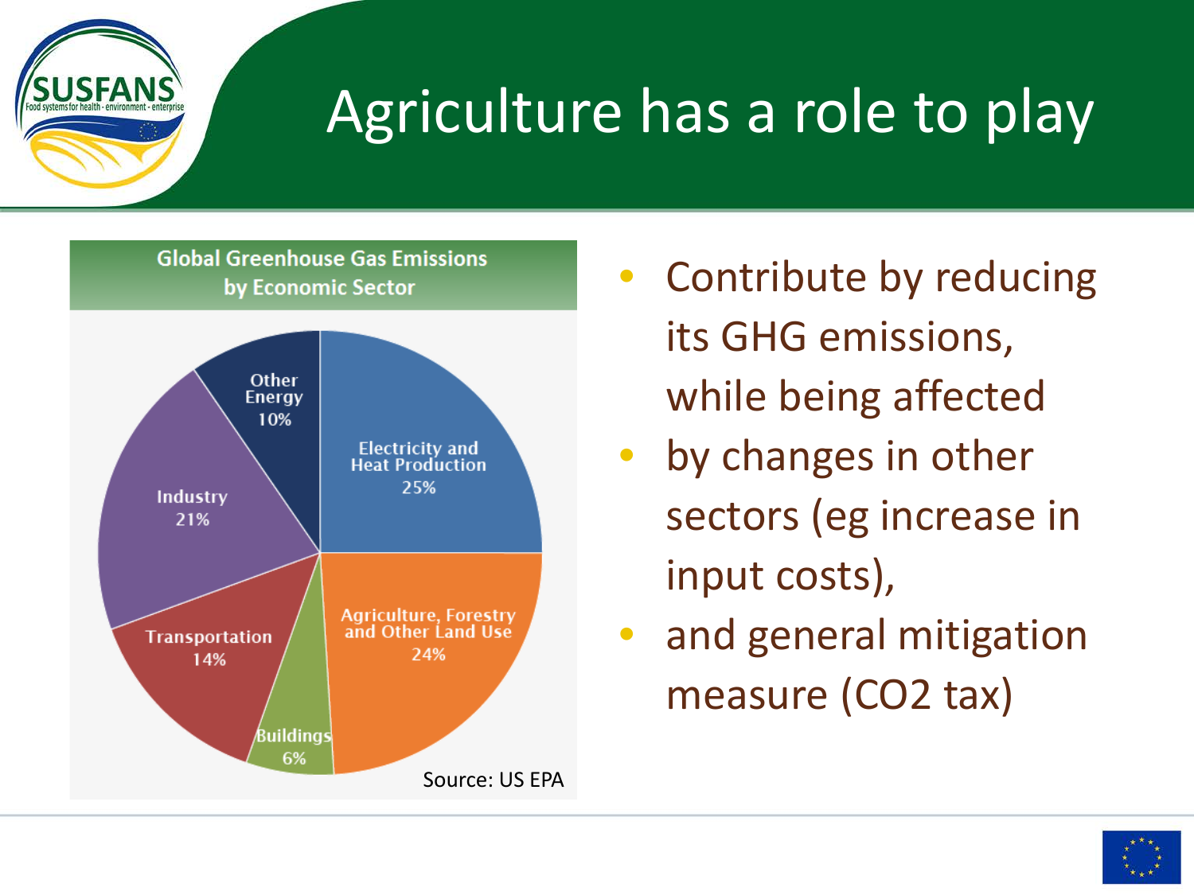# Agriculture has a role to play

**Global Greenhouse Gas Emissions by Economic Sector**

| Sector | Share |
|---|---|
| Electricity and Heat Production | 25% |
| Agriculture, Forestry and Other Land Use | 24% |
| Industry | 21% |
| Transportation | 14% |
| Other Energy | 10% |
| Buildings | 6% |

Source: US EPA

- Contribute by reducing its GHG emissions, while being affected
- by changes in other sectors (eg increase in input costs),
- and general mitigation measure ($CO_2$ tax)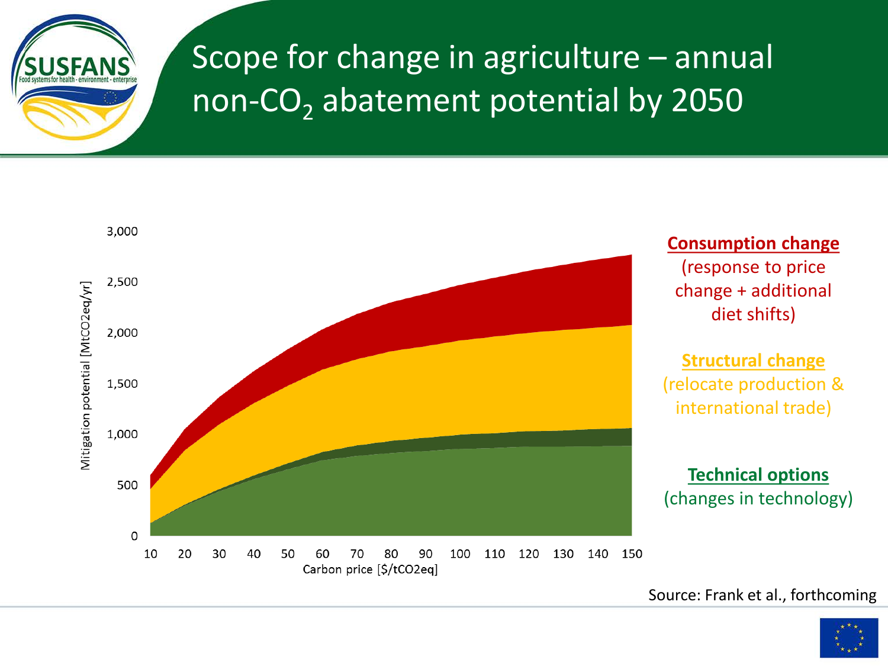# Scope for change in agriculture – annual non-$CO_2$ abatement potential by 2050

Mitigation potential [MtCO2eq/yr]

3,000
2,500
2,000
1,500
1,000
500
0

10 20 30 40 50 60 70 80 90 100 110 120 130 140 150

Carbon price [$/tCO2eq]

**Consumption change**
(response to price change + additional diet shifts)

**Structural change**
(relocate production & international trade)

**Technical options**
(changes in technology)

Source: Frank et al., forthcoming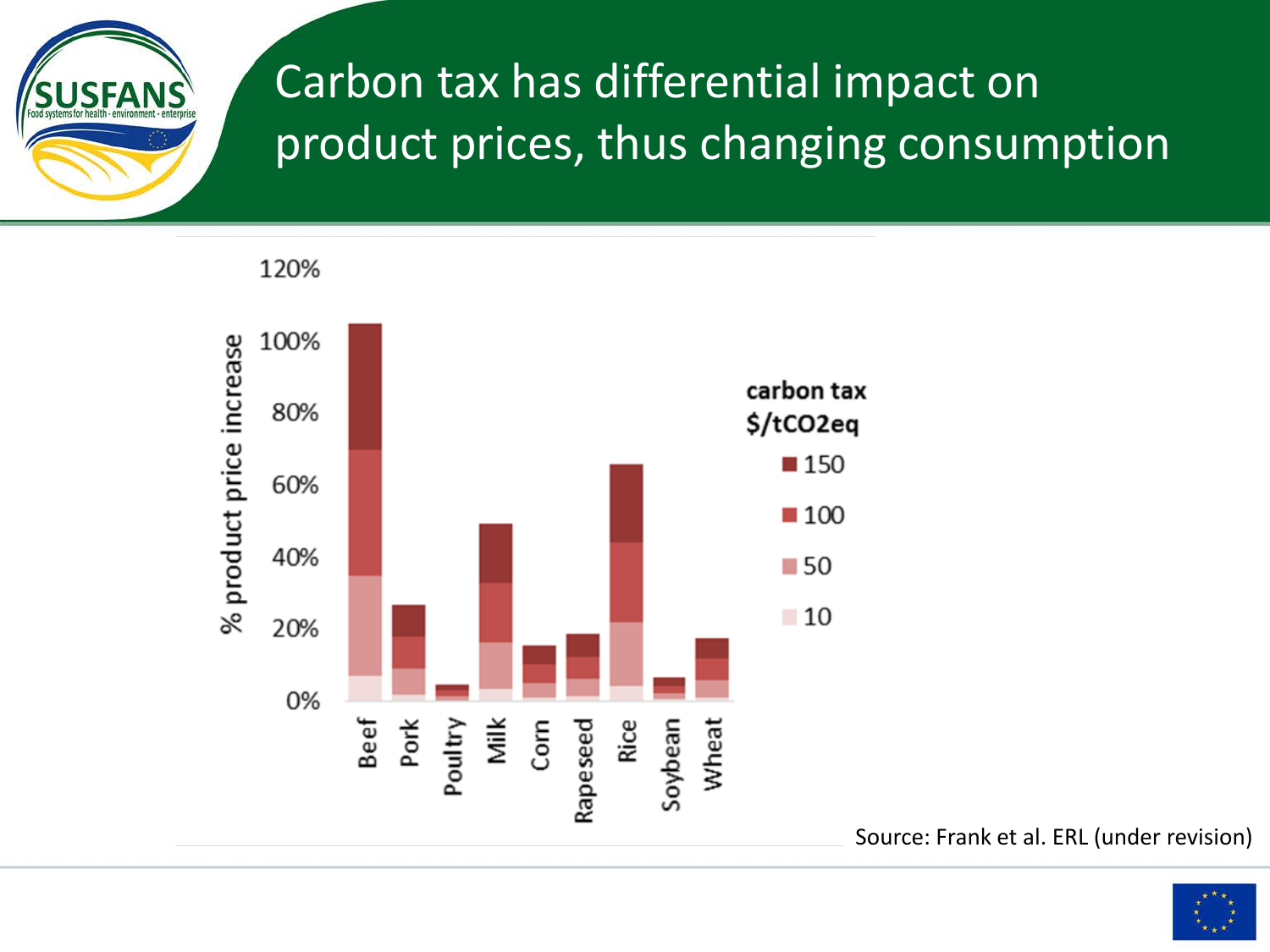# Carbon tax has differential impact on product prices, thus changing consumption

% product price increase

carbon tax $/tCO2eq

- 150
- 100
- 50
- 10

Beef, Pork, Poultry, Milk, Corn, Rapeseed, Rice, Soybean, Wheat

Source: Frank et al. ERL (under revision)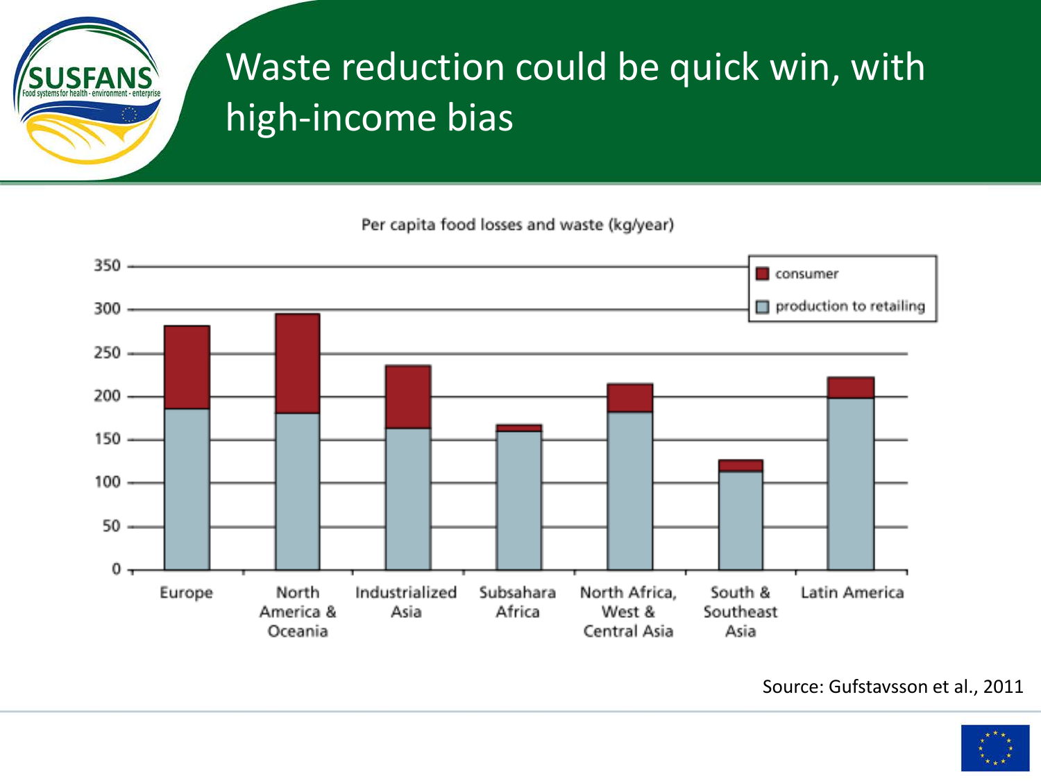# Waste reduction could be quick win, with high-income bias

Per capita food losses and waste (kg/year)

| Region | production to retailing | consumer |
|---|---|---|
| Europe | ~185 | ~95 |
| North America & Oceania | ~180 | ~115 |
| Industrialized Asia | ~163 | ~72 |
| Subsahara Africa | ~160 | ~7 |
| North Africa, West & Central Asia | ~182 | ~33 |
| South & Southeast Asia | ~113 | ~13 |
| Latin America | ~198 | ~25 |

Source: Gufstavsson et al., 2011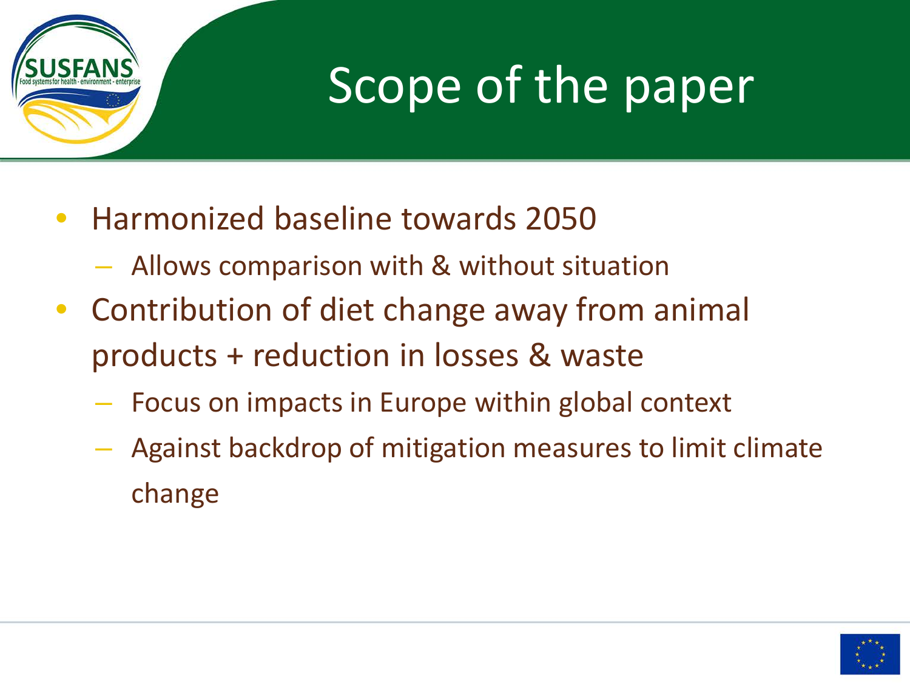# Scope of the paper

- Harmonized baseline towards 2050
  - Allows comparison with & without situation
- Contribution of diet change away from animal products + reduction in losses & waste
  - Focus on impacts in Europe within global context
  - Against backdrop of mitigation measures to limit climate change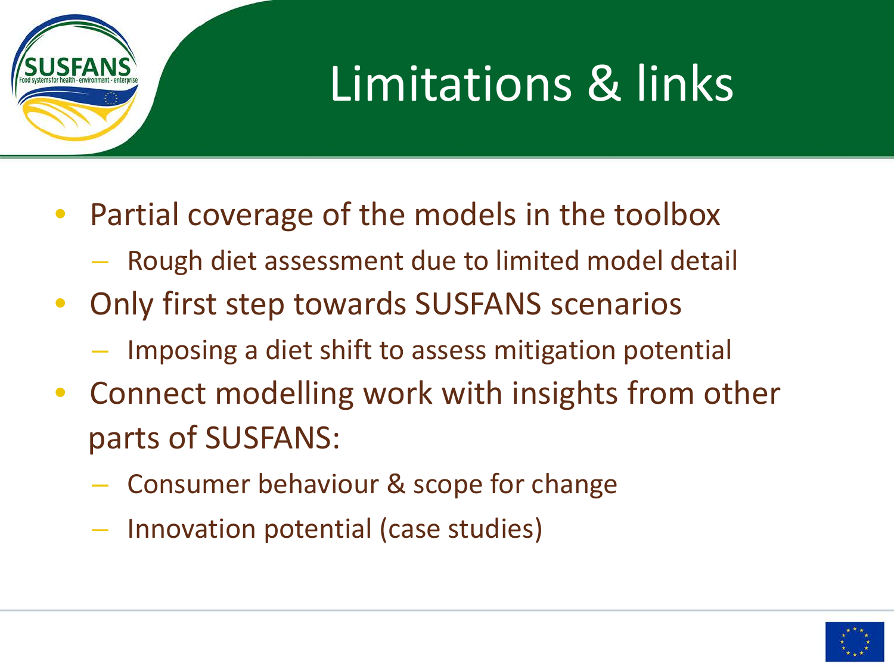# Limitations & links

- Partial coverage of the models in the toolbox
  - Rough diet assessment due to limited model detail
- Only first step towards SUSFANS scenarios
  - Imposing a diet shift to assess mitigation potential
- Connect modelling work with insights from other parts of SUSFANS:
  - Consumer behaviour & scope for change
  - Innovation potential (case studies)